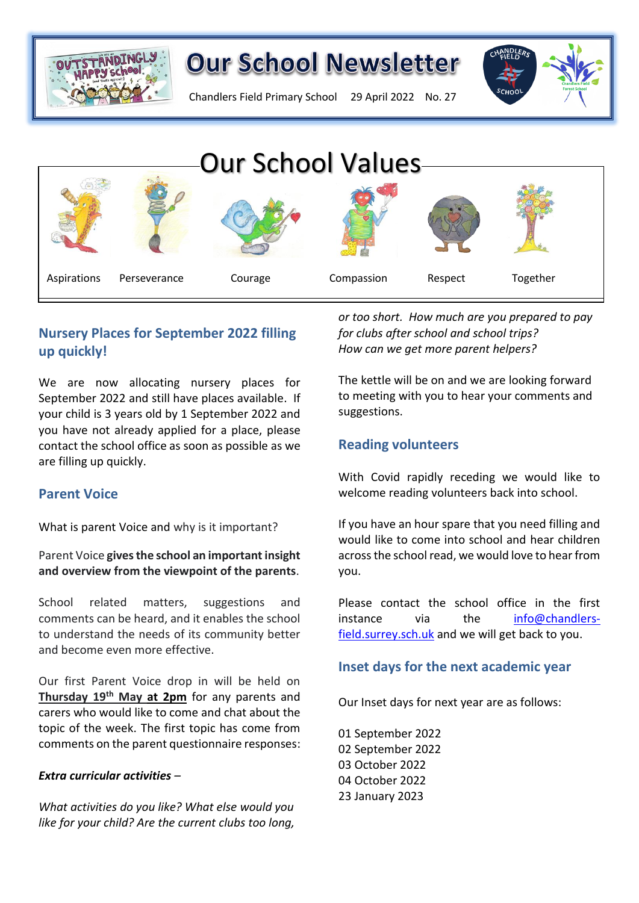# Our School Newsletter

Chandlers Field Primary School 29 April 2022 No. 27

## Our School Values

Aspirations Perseverance Courage Compassion Respect Together

### Nursery Places for September 2022 filling up quickly!

We are now allocating nursery places for September 2022 and still have places available. If your child is 3 years old by 1 September 2022 and you have not already applied for a place, please contact the school office as soon as possible as we are filling up quickly.

### Parent Voice

What is parent Voice and why is it important?

Parent Voice **gives the school an important insight and overview from the viewpoint of the parents**.

School related matters, suggestions and comments can be heard, and it enables the school to understand the needs of its community better and become even more effective.

Our first Parent Voice drop in will be held on **Thursday 19th May at 2pm** for any parents and carers who would like to come and chat about the topic of the week. The first topic has come from comments on the parent questionnaire responses:

***Extra curricular activities*** –

*What activities do you like? What else would you like for your child? Are the current clubs too long, or too short. How much are you prepared to pay for clubs after school and school trips?*
*How can we get more parent helpers?*

The kettle will be on and we are looking forward to meeting with you to hear your comments and suggestions.

### Reading volunteers

With Covid rapidly receding we would like to welcome reading volunteers back into school.

If you have an hour spare that you need filling and would like to come into school and hear children across the school read, we would love to hear from you.

Please contact the school office in the first instance via the info@chandlers-field.surrey.sch.uk and we will get back to you.

### Inset days for the next academic year

Our Inset days for next year are as follows:

01 September 2022
02 September 2022
03 October 2022
04 October 2022
23 January 2023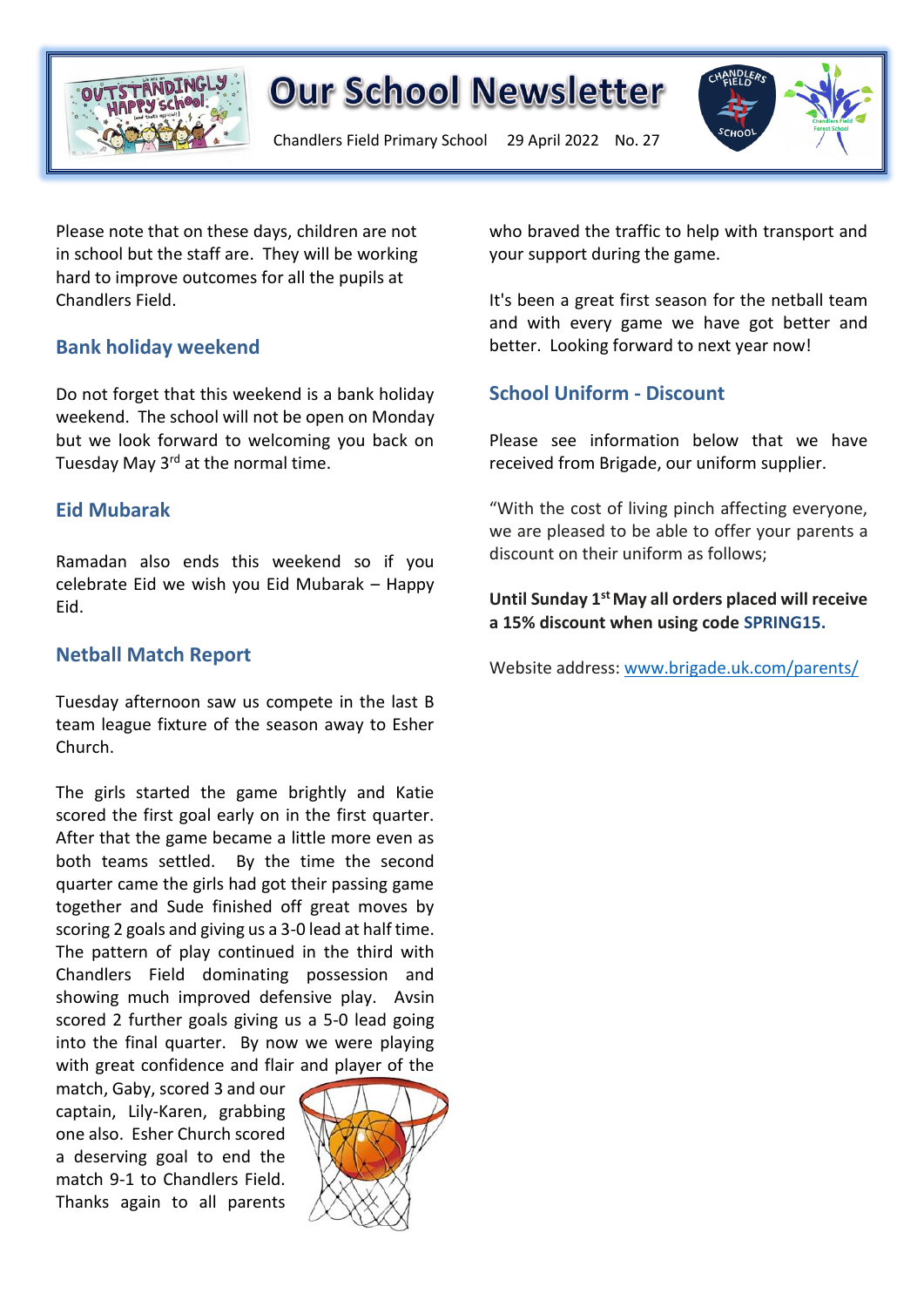Please note that on these days, children are not in school but the staff are. They will be working hard to improve outcomes for all the pupils at Chandlers Field.

## Bank holiday weekend

Do not forget that this weekend is a bank holiday weekend. The school will not be open on Monday but we look forward to welcoming you back on Tuesday May 3rd at the normal time.

## Eid Mubarak

Ramadan also ends this weekend so if you celebrate Eid we wish you Eid Mubarak – Happy Eid.

## Netball Match Report

Tuesday afternoon saw us compete in the last B team league fixture of the season away to Esher Church.

The girls started the game brightly and Katie scored the first goal early on in the first quarter. After that the game became a little more even as both teams settled. By the time the second quarter came the girls had got their passing game together and Sude finished off great moves by scoring 2 goals and giving us a 3-0 lead at half time. The pattern of play continued in the third with Chandlers Field dominating possession and showing much improved defensive play. Avsin scored 2 further goals giving us a 5-0 lead going into the final quarter. By now we were playing with great confidence and flair and player of the match, Gaby, scored 3 and our captain, Lily-Karen, grabbing one also. Esher Church scored a deserving goal to end the match 9-1 to Chandlers Field. Thanks again to all parents who braved the traffic to help with transport and your support during the game.

It's been a great first season for the netball team and with every game we have got better and better. Looking forward to next year now!

## School Uniform - Discount

Please see information below that we have received from Brigade, our uniform supplier.

"With the cost of living pinch affecting everyone, we are pleased to be able to offer your parents a discount on their uniform as follows;

**Until Sunday 1st May all orders placed will receive a 15% discount when using code SPRING15.**

Website address: www.brigade.uk.com/parents/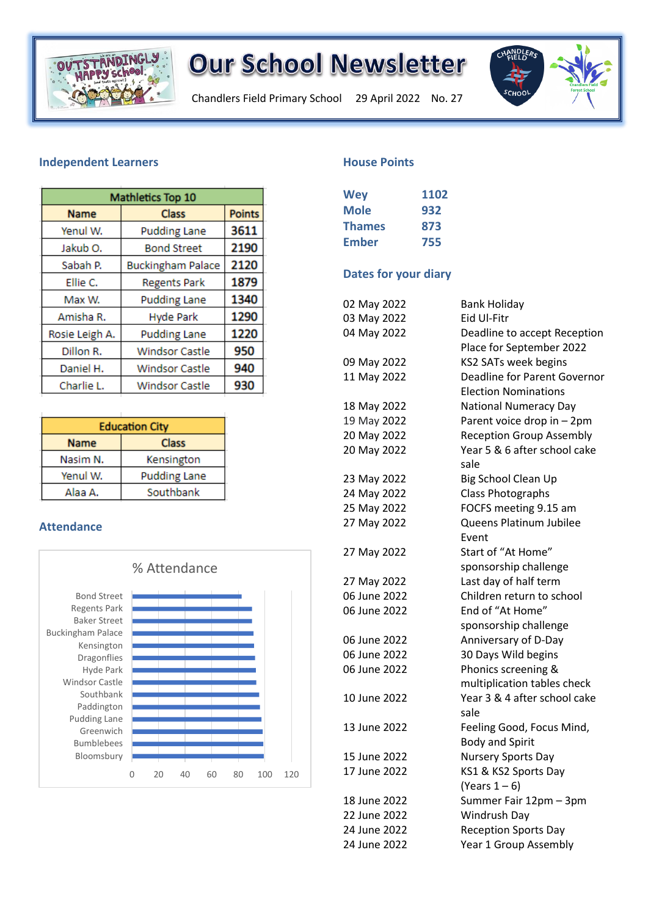# Our School Newsletter

Chandlers Field Primary School 29 April 2022 No. 27

## Independent Learners

| Mathletics Top 10 | | |
|---|---|---|
| **Name** | **Class** | **Points** |
| Yenul W. | Pudding Lane | 3611 |
| Jakub O. | Bond Street | 2190 |
| Sabah P. | Buckingham Palace | 2120 |
| Ellie C. | Regents Park | 1879 |
| Max W. | Pudding Lane | 1340 |
| Amisha R. | Hyde Park | 1290 |
| Rosie Leigh A. | Pudding Lane | 1220 |
| Dillon R. | Windsor Castle | 950 |
| Daniel H. | Windsor Castle | 940 |
| Charlie L. | Windsor Castle | 930 |

| Education City | |
|---|---|
| **Name** | **Class** |
| Nasim N. | Kensington |
| Yenul W. | Pudding Lane |
| Alaa A. | Southbank |

## Attendance

% Attendance

Bond Street, Regents Park, Baker Street, Buckingham Palace, Kensington, Dragonflies, Hyde Park, Windsor Castle, Southbank, Paddington, Pudding Lane, Greenwich, Bumblebees, Bloomsbury

0 20 40 60 80 100 120

## House Points

| | |
|---|---|
| Wey | 1102 |
| Mole | 932 |
| Thames | 873 |
| Ember | 755 |

## Dates for your diary

| | |
|---|---|
| 02 May 2022 | Bank Holiday |
| 03 May 2022 | Eid Ul-Fitr |
| 04 May 2022 | Deadline to accept Reception Place for September 2022 |
| 09 May 2022 | KS2 SATs week begins |
| 11 May 2022 | Deadline for Parent Governor Election Nominations |
| 18 May 2022 | National Numeracy Day |
| 19 May 2022 | Parent voice drop in – 2pm |
| 20 May 2022 | Reception Group Assembly |
| 20 May 2022 | Year 5 & 6 after school cake sale |
| 23 May 2022 | Big School Clean Up |
| 24 May 2022 | Class Photographs |
| 25 May 2022 | FOCFS meeting 9.15 am |
| 27 May 2022 | Queens Platinum Jubilee Event |
| 27 May 2022 | Start of "At Home" sponsorship challenge |
| 27 May 2022 | Last day of half term |
| 06 June 2022 | Children return to school |
| 06 June 2022 | End of "At Home" sponsorship challenge |
| 06 June 2022 | Anniversary of D-Day |
| 06 June 2022 | 30 Days Wild begins |
| 06 June 2022 | Phonics screening & multiplication tables check |
| 10 June 2022 | Year 3 & 4 after school cake sale |
| 13 June 2022 | Feeling Good, Focus Mind, Body and Spirit |
| 15 June 2022 | Nursery Sports Day |
| 17 June 2022 | KS1 & KS2 Sports Day (Years 1 – 6) |
| 18 June 2022 | Summer Fair 12pm – 3pm |
| 22 June 2022 | Windrush Day |
| 24 June 2022 | Reception Sports Day |
| 24 June 2022 | Year 1 Group Assembly |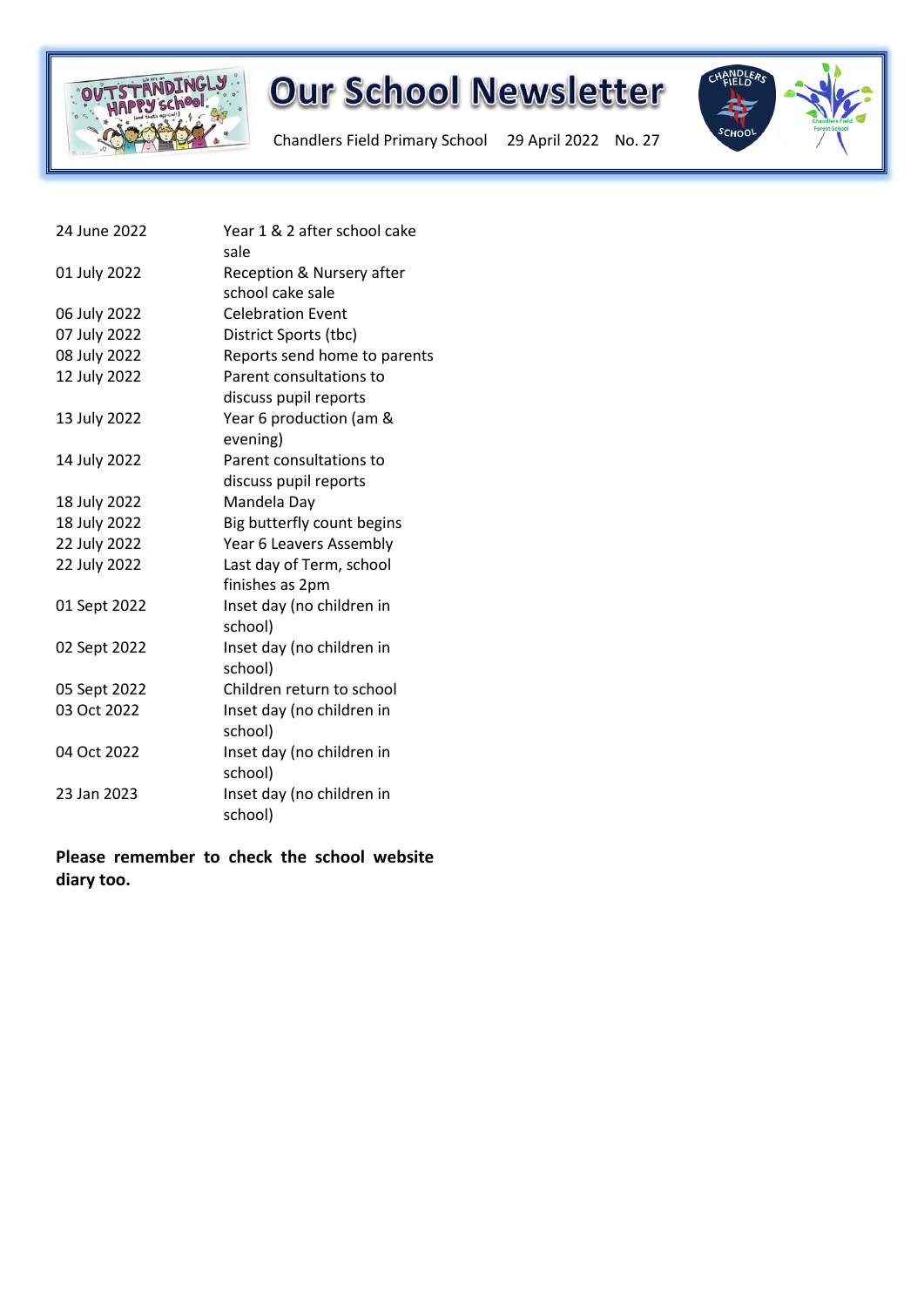| | |
|---|---|
| 24 June 2022 | Year 1 & 2 after school cake sale |
| 01 July 2022 | Reception & Nursery after school cake sale |
| 06 July 2022 | Celebration Event |
| 07 July 2022 | District Sports (tbc) |
| 08 July 2022 | Reports send home to parents |
| 12 July 2022 | Parent consultations to discuss pupil reports |
| 13 July 2022 | Year 6 production (am & evening) |
| 14 July 2022 | Parent consultations to discuss pupil reports |
| 18 July 2022 | Mandela Day |
| 18 July 2022 | Big butterfly count begins |
| 22 July 2022 | Year 6 Leavers Assembly |
| 22 July 2022 | Last day of Term, school finishes as 2pm |
| 01 Sept 2022 | Inset day (no children in school) |
| 02 Sept 2022 | Inset day (no children in school) |
| 05 Sept 2022 | Children return to school |
| 03 Oct 2022 | Inset day (no children in school) |
| 04 Oct 2022 | Inset day (no children in school) |
| 23 Jan 2023 | Inset day (no children in school) |

**Please remember to check the school website diary too.**